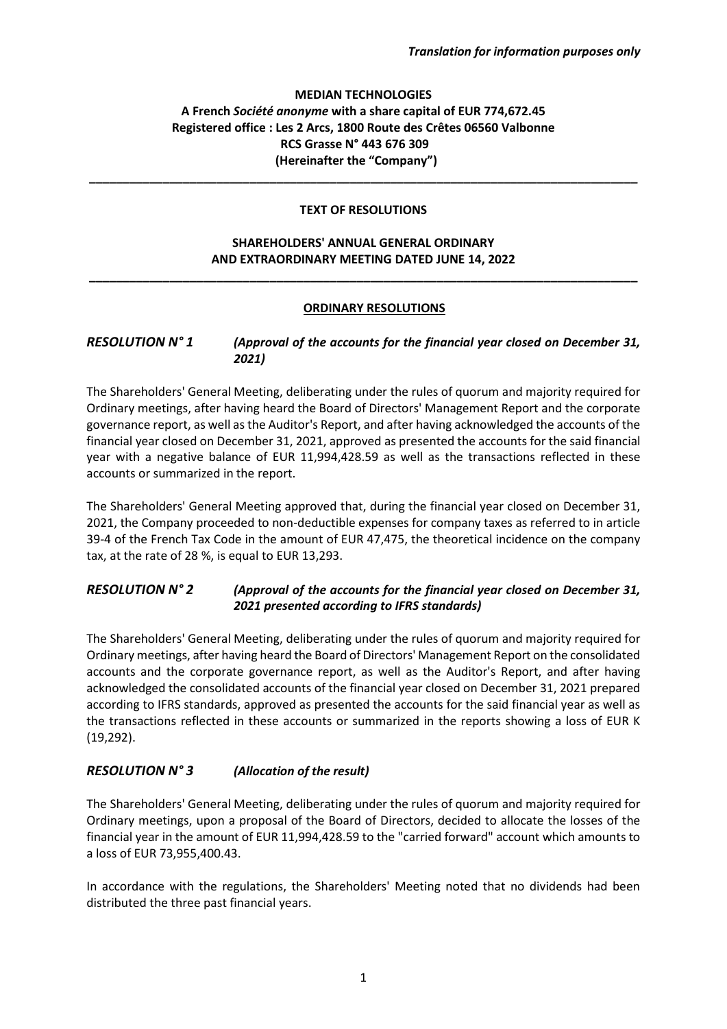*Translation for information purposes only*

**MEDIAN TECHNOLOGIES**
**A French *Société anonyme* with a share capital of EUR 774,672.45**
**Registered office : Les 2 Arcs, 1800 Route des Crêtes 06560 Valbonne**
**RCS Grasse N° 443 676 309**
**(Hereinafter the "Company")**

---

**TEXT OF RESOLUTIONS**

**SHAREHOLDERS' ANNUAL GENERAL ORDINARY AND EXTRAORDINARY MEETING DATED JUNE 14, 2022**

---

## ORDINARY RESOLUTIONS

### *RESOLUTION N° 1 (Approval of the accounts for the financial year closed on December 31, 2021)*

The Shareholders' General Meeting, deliberating under the rules of quorum and majority required for Ordinary meetings, after having heard the Board of Directors' Management Report and the corporate governance report, as well as the Auditor's Report, and after having acknowledged the accounts of the financial year closed on December 31, 2021, approved as presented the accounts for the said financial year with a negative balance of EUR 11,994,428.59 as well as the transactions reflected in these accounts or summarized in the report.

The Shareholders' General Meeting approved that, during the financial year closed on December 31, 2021, the Company proceeded to non-deductible expenses for company taxes as referred to in article 39-4 of the French Tax Code in the amount of EUR 47,475, the theoretical incidence on the company tax, at the rate of 28 %, is equal to EUR 13,293.

### *RESOLUTION N° 2 (Approval of the accounts for the financial year closed on December 31, 2021 presented according to IFRS standards)*

The Shareholders' General Meeting, deliberating under the rules of quorum and majority required for Ordinary meetings, after having heard the Board of Directors' Management Report on the consolidated accounts and the corporate governance report, as well as the Auditor's Report, and after having acknowledged the consolidated accounts of the financial year closed on December 31, 2021 prepared according to IFRS standards, approved as presented the accounts for the said financial year as well as the transactions reflected in these accounts or summarized in the reports showing a loss of EUR K (19,292).

### *RESOLUTION N° 3 (Allocation of the result)*

The Shareholders' General Meeting, deliberating under the rules of quorum and majority required for Ordinary meetings, upon a proposal of the Board of Directors, decided to allocate the losses of the financial year in the amount of EUR 11,994,428.59 to the "carried forward" account which amounts to a loss of EUR 73,955,400.43.

In accordance with the regulations, the Shareholders' Meeting noted that no dividends had been distributed the three past financial years.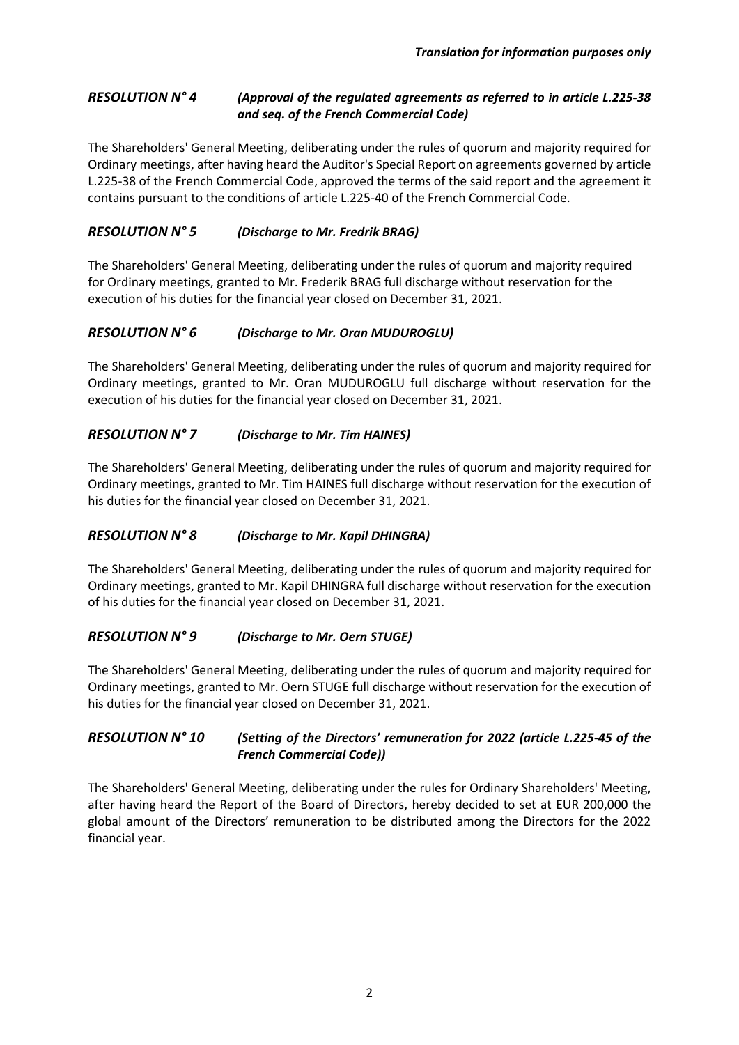***Translation for information purposes only***

### ***RESOLUTION N° 4 (Approval of the regulated agreements as referred to in article L.225-38 and seq. of the French Commercial Code)***

The Shareholders' General Meeting, deliberating under the rules of quorum and majority required for Ordinary meetings, after having heard the Auditor's Special Report on agreements governed by article L.225-38 of the French Commercial Code, approved the terms of the said report and the agreement it contains pursuant to the conditions of article L.225-40 of the French Commercial Code.

### ***RESOLUTION N° 5 (Discharge to Mr. Fredrik BRAG)***

The Shareholders' General Meeting, deliberating under the rules of quorum and majority required for Ordinary meetings, granted to Mr. Frederik BRAG full discharge without reservation for the execution of his duties for the financial year closed on December 31, 2021.

### ***RESOLUTION N° 6 (Discharge to Mr. Oran MUDUROGLU)***

The Shareholders' General Meeting, deliberating under the rules of quorum and majority required for Ordinary meetings, granted to Mr. Oran MUDUROGLU full discharge without reservation for the execution of his duties for the financial year closed on December 31, 2021.

### ***RESOLUTION N° 7 (Discharge to Mr. Tim HAINES)***

The Shareholders' General Meeting, deliberating under the rules of quorum and majority required for Ordinary meetings, granted to Mr. Tim HAINES full discharge without reservation for the execution of his duties for the financial year closed on December 31, 2021.

### ***RESOLUTION N° 8 (Discharge to Mr. Kapil DHINGRA)***

The Shareholders' General Meeting, deliberating under the rules of quorum and majority required for Ordinary meetings, granted to Mr. Kapil DHINGRA full discharge without reservation for the execution of his duties for the financial year closed on December 31, 2021.

### ***RESOLUTION N° 9 (Discharge to Mr. Oern STUGE)***

The Shareholders' General Meeting, deliberating under the rules of quorum and majority required for Ordinary meetings, granted to Mr. Oern STUGE full discharge without reservation for the execution of his duties for the financial year closed on December 31, 2021.

### ***RESOLUTION N° 10 (Setting of the Directors' remuneration for 2022 (article L.225-45 of the French Commercial Code))***

The Shareholders' General Meeting, deliberating under the rules for Ordinary Shareholders' Meeting, after having heard the Report of the Board of Directors, hereby decided to set at EUR 200,000 the global amount of the Directors' remuneration to be distributed among the Directors for the 2022 financial year.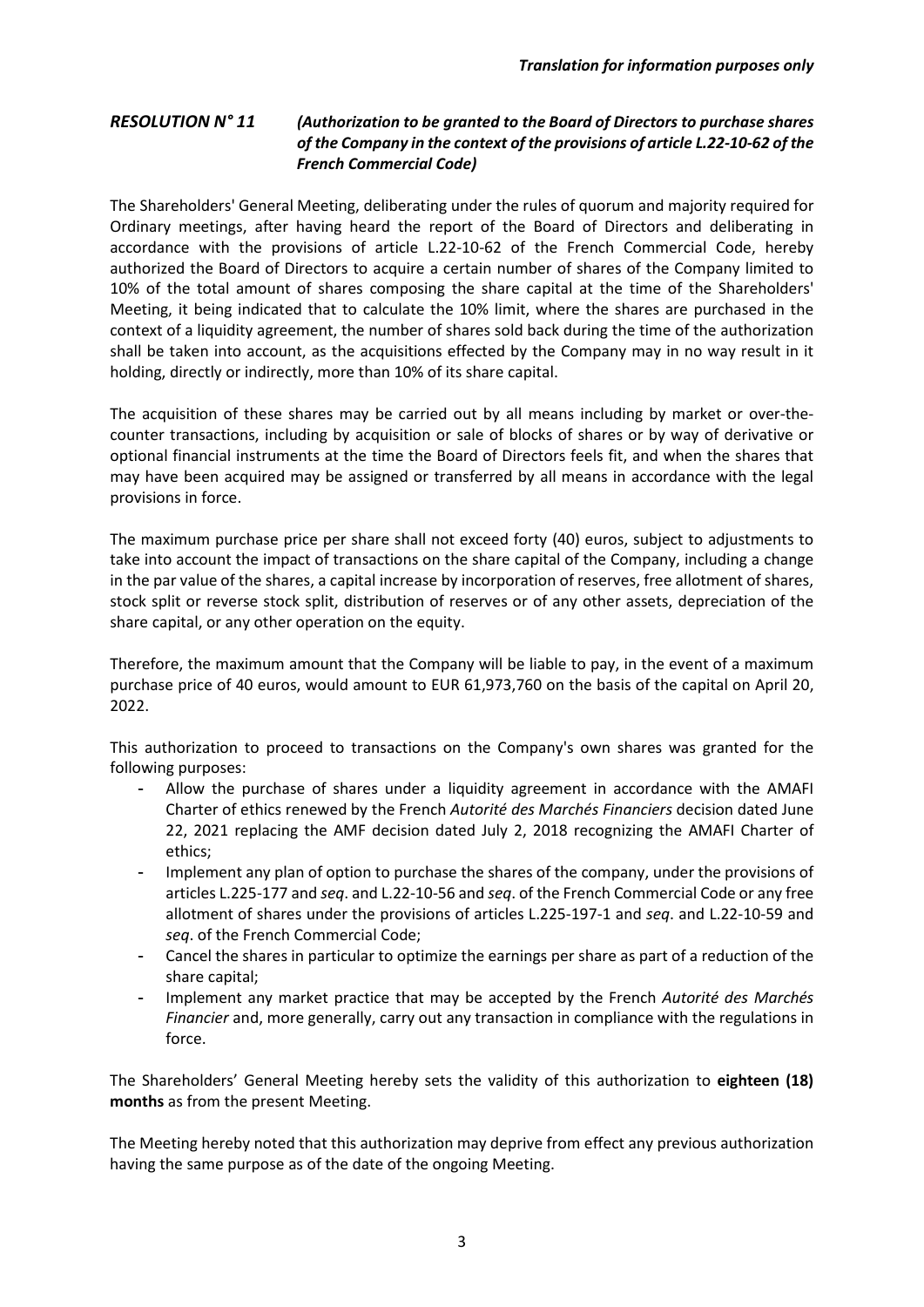*Translation for information purposes only*

### ***RESOLUTION N° 11 (Authorization to be granted to the Board of Directors to purchase shares of the Company in the context of the provisions of article L.22-10-62 of the French Commercial Code)***

The Shareholders' General Meeting, deliberating under the rules of quorum and majority required for Ordinary meetings, after having heard the report of the Board of Directors and deliberating in accordance with the provisions of article L.22-10-62 of the French Commercial Code, hereby authorized the Board of Directors to acquire a certain number of shares of the Company limited to 10% of the total amount of shares composing the share capital at the time of the Shareholders' Meeting, it being indicated that to calculate the 10% limit, where the shares are purchased in the context of a liquidity agreement, the number of shares sold back during the time of the authorization shall be taken into account, as the acquisitions effected by the Company may in no way result in it holding, directly or indirectly, more than 10% of its share capital.

The acquisition of these shares may be carried out by all means including by market or over-the-counter transactions, including by acquisition or sale of blocks of shares or by way of derivative or optional financial instruments at the time the Board of Directors feels fit, and when the shares that may have been acquired may be assigned or transferred by all means in accordance with the legal provisions in force.

The maximum purchase price per share shall not exceed forty (40) euros, subject to adjustments to take into account the impact of transactions on the share capital of the Company, including a change in the par value of the shares, a capital increase by incorporation of reserves, free allotment of shares, stock split or reverse stock split, distribution of reserves or of any other assets, depreciation of the share capital, or any other operation on the equity.

Therefore, the maximum amount that the Company will be liable to pay, in the event of a maximum purchase price of 40 euros, would amount to EUR 61,973,760 on the basis of the capital on April 20, 2022.

This authorization to proceed to transactions on the Company's own shares was granted for the following purposes:

- Allow the purchase of shares under a liquidity agreement in accordance with the AMAFI Charter of ethics renewed by the French *Autorité des Marchés Financiers* decision dated June 22, 2021 replacing the AMF decision dated July 2, 2018 recognizing the AMAFI Charter of ethics;
- Implement any plan of option to purchase the shares of the company, under the provisions of articles L.225-177 and *seq*. and L.22-10-56 and *seq*. of the French Commercial Code or any free allotment of shares under the provisions of articles L.225-197-1 and *seq*. and L.22-10-59 and *seq*. of the French Commercial Code;
- Cancel the shares in particular to optimize the earnings per share as part of a reduction of the share capital;
- Implement any market practice that may be accepted by the French *Autorité des Marchés Financier* and, more generally, carry out any transaction in compliance with the regulations in force.

The Shareholders' General Meeting hereby sets the validity of this authorization to **eighteen (18) months** as from the present Meeting.

The Meeting hereby noted that this authorization may deprive from effect any previous authorization having the same purpose as of the date of the ongoing Meeting.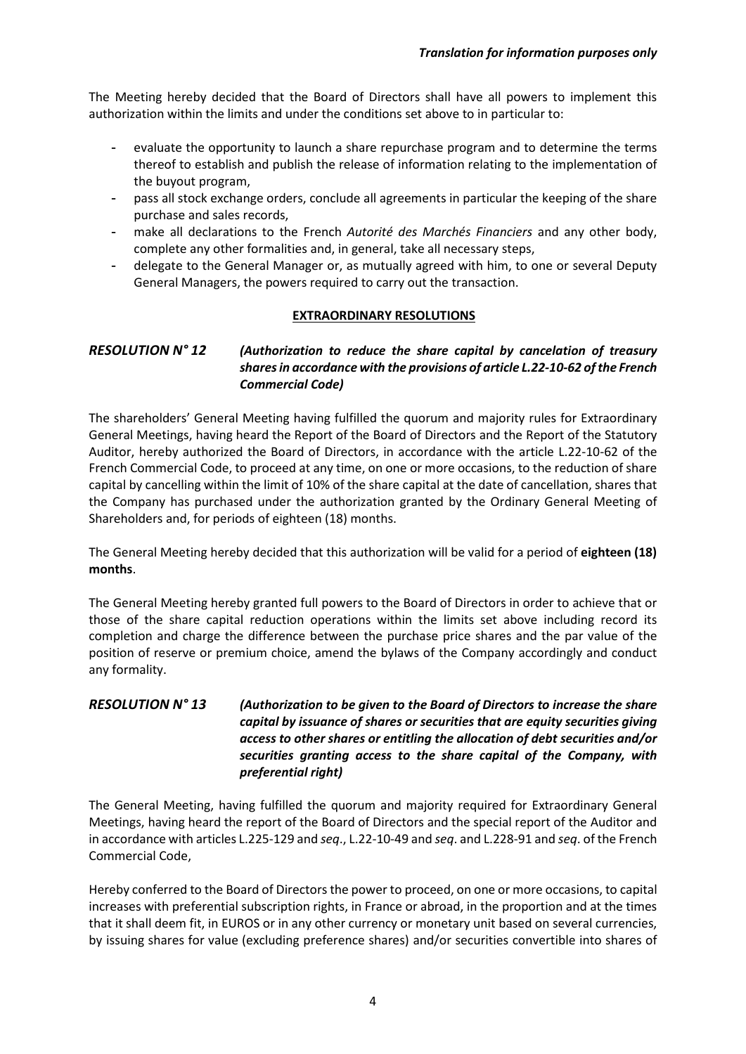*Translation for information purposes only*

The Meeting hereby decided that the Board of Directors shall have all powers to implement this authorization within the limits and under the conditions set above to in particular to:

- evaluate the opportunity to launch a share repurchase program and to determine the terms thereof to establish and publish the release of information relating to the implementation of the buyout program,
- pass all stock exchange orders, conclude all agreements in particular the keeping of the share purchase and sales records,
- make all declarations to the French *Autorité des Marchés Financiers* and any other body, complete any other formalities and, in general, take all necessary steps,
- delegate to the General Manager or, as mutually agreed with him, to one or several Deputy General Managers, the powers required to carry out the transaction.

**EXTRAORDINARY RESOLUTIONS**

### *RESOLUTION N° 12 (Authorization to reduce the share capital by cancelation of treasury shares in accordance with the provisions of article L.22-10-62 of the French Commercial Code)*

The shareholders' General Meeting having fulfilled the quorum and majority rules for Extraordinary General Meetings, having heard the Report of the Board of Directors and the Report of the Statutory Auditor, hereby authorized the Board of Directors, in accordance with the article L.22-10-62 of the French Commercial Code, to proceed at any time, on one or more occasions, to the reduction of share capital by cancelling within the limit of 10% of the share capital at the date of cancellation, shares that the Company has purchased under the authorization granted by the Ordinary General Meeting of Shareholders and, for periods of eighteen (18) months.

The General Meeting hereby decided that this authorization will be valid for a period of **eighteen (18) months**.

The General Meeting hereby granted full powers to the Board of Directors in order to achieve that or those of the share capital reduction operations within the limits set above including record its completion and charge the difference between the purchase price shares and the par value of the position of reserve or premium choice, amend the bylaws of the Company accordingly and conduct any formality.

### *RESOLUTION N° 13 (Authorization to be given to the Board of Directors to increase the share capital by issuance of shares or securities that are equity securities giving access to other shares or entitling the allocation of debt securities and/or securities granting access to the share capital of the Company, with preferential right)*

The General Meeting, having fulfilled the quorum and majority required for Extraordinary General Meetings, having heard the report of the Board of Directors and the special report of the Auditor and in accordance with articles L.225-129 and *seq*., L.22-10-49 and *seq*. and L.228-91 and *seq*. of the French Commercial Code,

Hereby conferred to the Board of Directors the power to proceed, on one or more occasions, to capital increases with preferential subscription rights, in France or abroad, in the proportion and at the times that it shall deem fit, in EUROS or in any other currency or monetary unit based on several currencies, by issuing shares for value (excluding preference shares) and/or securities convertible into shares of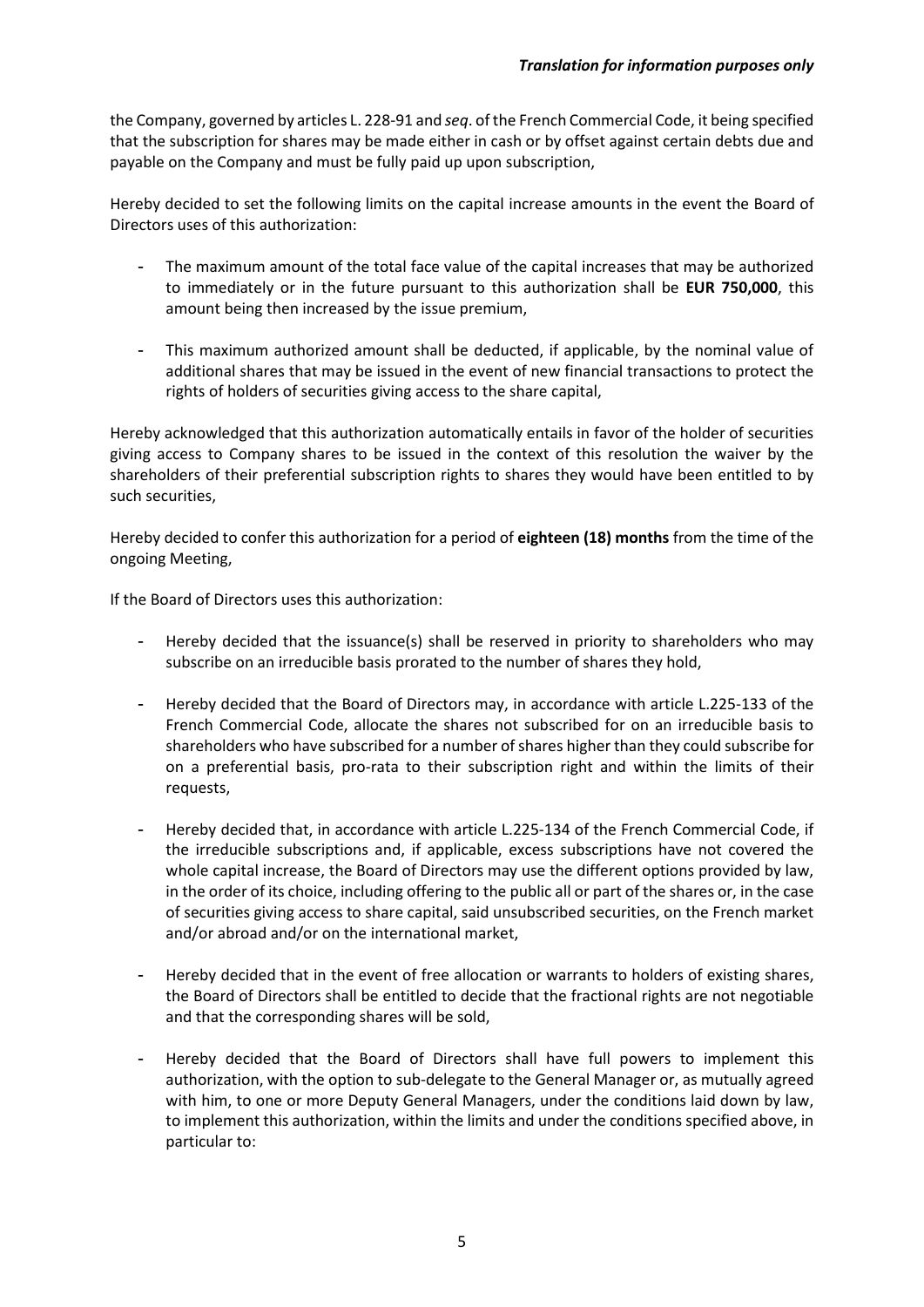the Company, governed by articles L. 228-91 and *seq*. of the French Commercial Code, it being specified that the subscription for shares may be made either in cash or by offset against certain debts due and payable on the Company and must be fully paid up upon subscription,

Hereby decided to set the following limits on the capital increase amounts in the event the Board of Directors uses of this authorization:

- The maximum amount of the total face value of the capital increases that may be authorized to immediately or in the future pursuant to this authorization shall be **EUR 750,000**, this amount being then increased by the issue premium,
- This maximum authorized amount shall be deducted, if applicable, by the nominal value of additional shares that may be issued in the event of new financial transactions to protect the rights of holders of securities giving access to the share capital,

Hereby acknowledged that this authorization automatically entails in favor of the holder of securities giving access to Company shares to be issued in the context of this resolution the waiver by the shareholders of their preferential subscription rights to shares they would have been entitled to by such securities,

Hereby decided to confer this authorization for a period of **eighteen (18) months** from the time of the ongoing Meeting,

If the Board of Directors uses this authorization:

- Hereby decided that the issuance(s) shall be reserved in priority to shareholders who may subscribe on an irreducible basis prorated to the number of shares they hold,
- Hereby decided that the Board of Directors may, in accordance with article L.225-133 of the French Commercial Code, allocate the shares not subscribed for on an irreducible basis to shareholders who have subscribed for a number of shares higher than they could subscribe for on a preferential basis, pro-rata to their subscription right and within the limits of their requests,
- Hereby decided that, in accordance with article L.225-134 of the French Commercial Code, if the irreducible subscriptions and, if applicable, excess subscriptions have not covered the whole capital increase, the Board of Directors may use the different options provided by law, in the order of its choice, including offering to the public all or part of the shares or, in the case of securities giving access to share capital, said unsubscribed securities, on the French market and/or abroad and/or on the international market,
- Hereby decided that in the event of free allocation or warrants to holders of existing shares, the Board of Directors shall be entitled to decide that the fractional rights are not negotiable and that the corresponding shares will be sold,
- Hereby decided that the Board of Directors shall have full powers to implement this authorization, with the option to sub-delegate to the General Manager or, as mutually agreed with him, to one or more Deputy General Managers, under the conditions laid down by law, to implement this authorization, within the limits and under the conditions specified above, in particular to: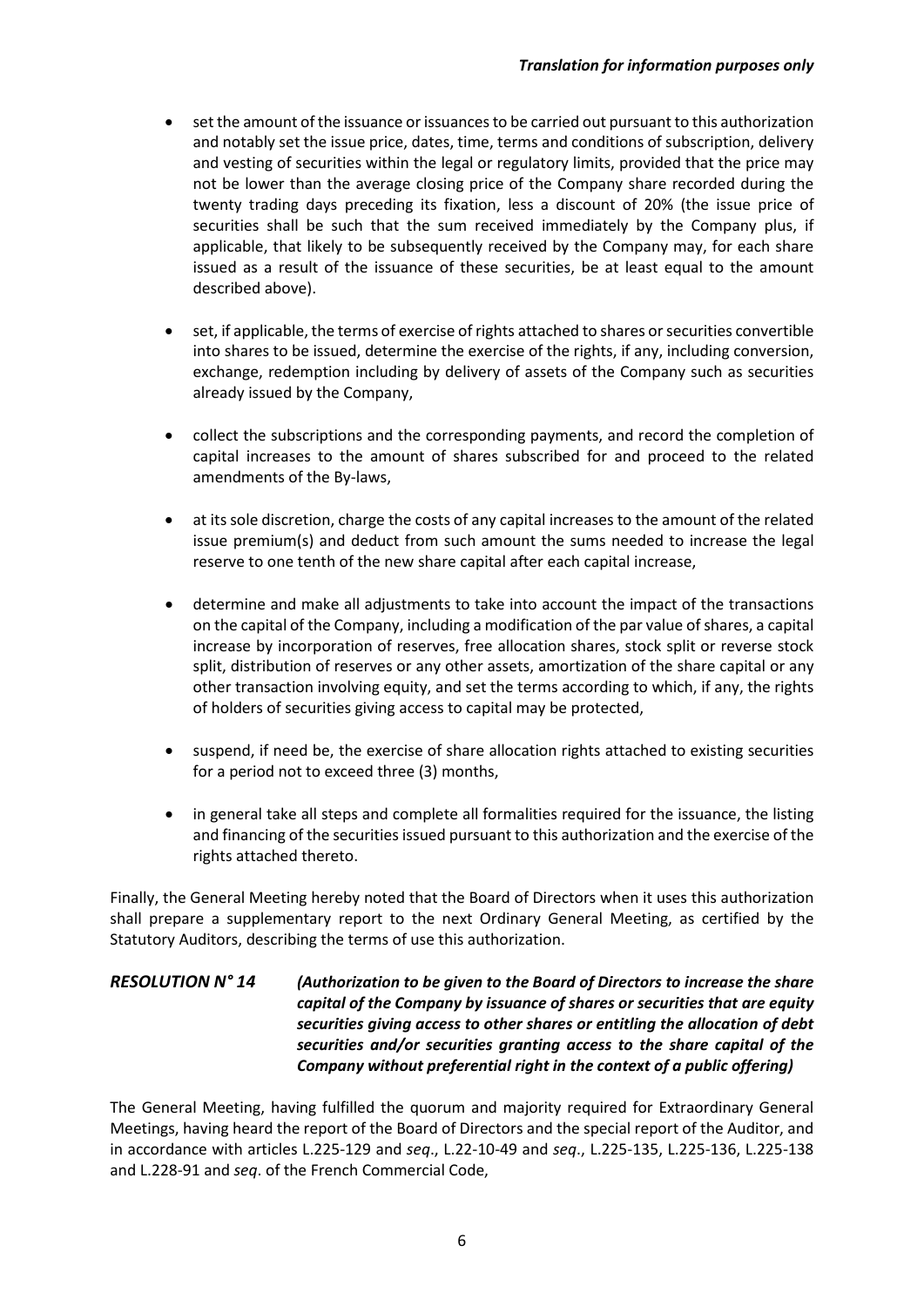*Translation for information purposes only*

- set the amount of the issuance or issuances to be carried out pursuant to this authorization and notably set the issue price, dates, time, terms and conditions of subscription, delivery and vesting of securities within the legal or regulatory limits, provided that the price may not be lower than the average closing price of the Company share recorded during the twenty trading days preceding its fixation, less a discount of 20% (the issue price of securities shall be such that the sum received immediately by the Company plus, if applicable, that likely to be subsequently received by the Company may, for each share issued as a result of the issuance of these securities, be at least equal to the amount described above).

- set, if applicable, the terms of exercise of rights attached to shares or securities convertible into shares to be issued, determine the exercise of the rights, if any, including conversion, exchange, redemption including by delivery of assets of the Company such as securities already issued by the Company,

- collect the subscriptions and the corresponding payments, and record the completion of capital increases to the amount of shares subscribed for and proceed to the related amendments of the By-laws,

- at its sole discretion, charge the costs of any capital increases to the amount of the related issue premium(s) and deduct from such amount the sums needed to increase the legal reserve to one tenth of the new share capital after each capital increase,

- determine and make all adjustments to take into account the impact of the transactions on the capital of the Company, including a modification of the par value of shares, a capital increase by incorporation of reserves, free allocation shares, stock split or reverse stock split, distribution of reserves or any other assets, amortization of the share capital or any other transaction involving equity, and set the terms according to which, if any, the rights of holders of securities giving access to capital may be protected,

- suspend, if need be, the exercise of share allocation rights attached to existing securities for a period not to exceed three (3) months,

- in general take all steps and complete all formalities required for the issuance, the listing and financing of the securities issued pursuant to this authorization and the exercise of the rights attached thereto.

Finally, the General Meeting hereby noted that the Board of Directors when it uses this authorization shall prepare a supplementary report to the next Ordinary General Meeting, as certified by the Statutory Auditors, describing the terms of use this authorization.

***RESOLUTION N° 14*** ***(Authorization to be given to the Board of Directors to increase the share capital of the Company by issuance of shares or securities that are equity securities giving access to other shares or entitling the allocation of debt securities and/or securities granting access to the share capital of the Company without preferential right in the context of a public offering)***

The General Meeting, having fulfilled the quorum and majority required for Extraordinary General Meetings, having heard the report of the Board of Directors and the special report of the Auditor, and in accordance with articles L.225-129 and *seq*., L.22-10-49 and *seq*., L.225-135, L.225-136, L.225-138 and L.228-91 and *seq*. of the French Commercial Code,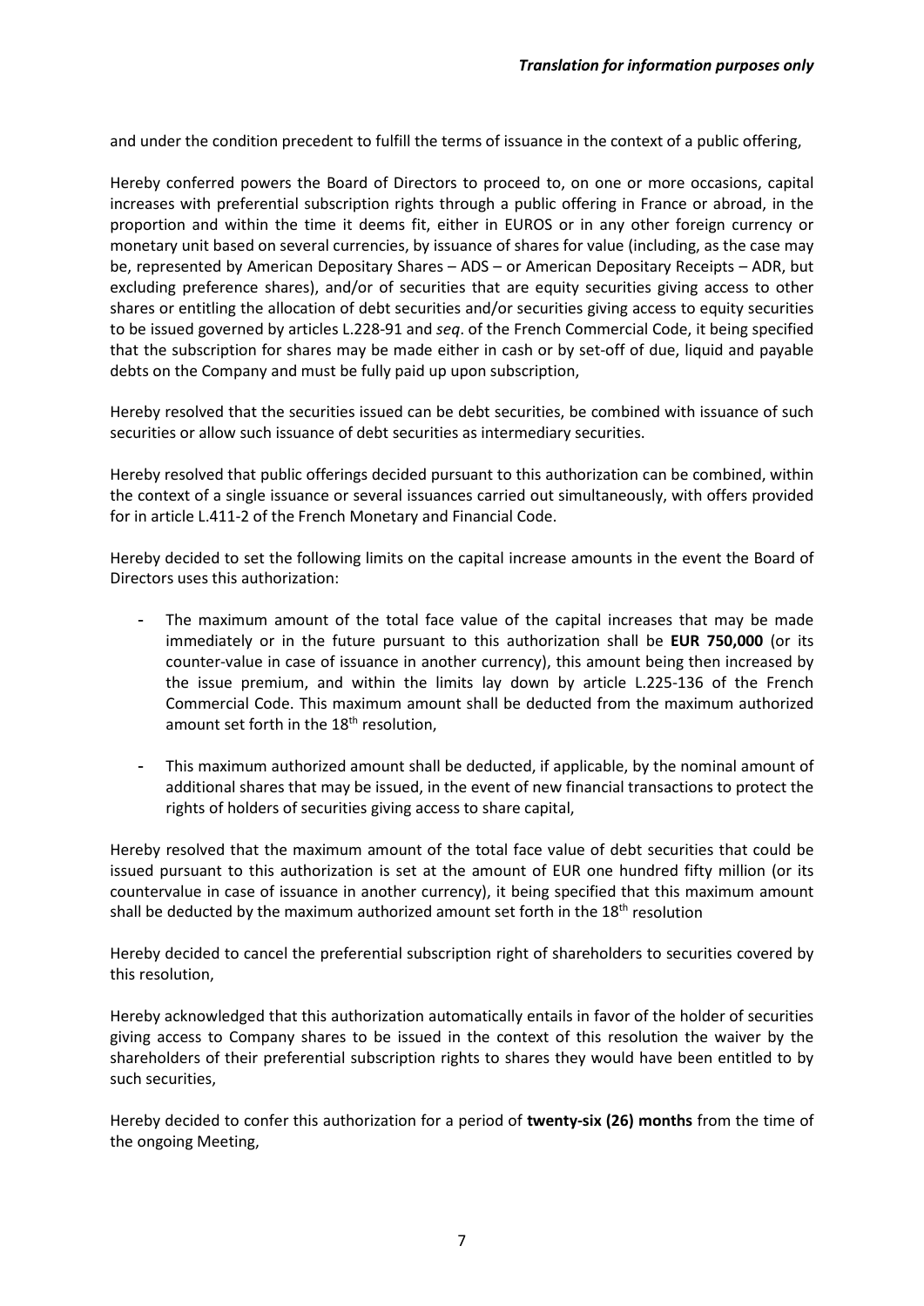and under the condition precedent to fulfill the terms of issuance in the context of a public offering,

Hereby conferred powers the Board of Directors to proceed to, on one or more occasions, capital increases with preferential subscription rights through a public offering in France or abroad, in the proportion and within the time it deems fit, either in EUROS or in any other foreign currency or monetary unit based on several currencies, by issuance of shares for value (including, as the case may be, represented by American Depositary Shares – ADS – or American Depositary Receipts – ADR, but excluding preference shares), and/or of securities that are equity securities giving access to other shares or entitling the allocation of debt securities and/or securities giving access to equity securities to be issued governed by articles L.228-91 and *seq*. of the French Commercial Code, it being specified that the subscription for shares may be made either in cash or by set-off of due, liquid and payable debts on the Company and must be fully paid up upon subscription,

Hereby resolved that the securities issued can be debt securities, be combined with issuance of such securities or allow such issuance of debt securities as intermediary securities.

Hereby resolved that public offerings decided pursuant to this authorization can be combined, within the context of a single issuance or several issuances carried out simultaneously, with offers provided for in article L.411-2 of the French Monetary and Financial Code.

Hereby decided to set the following limits on the capital increase amounts in the event the Board of Directors uses this authorization:

- The maximum amount of the total face value of the capital increases that may be made immediately or in the future pursuant to this authorization shall be **EUR 750,000** (or its counter-value in case of issuance in another currency), this amount being then increased by the issue premium, and within the limits lay down by article L.225-136 of the French Commercial Code. This maximum amount shall be deducted from the maximum authorized amount set forth in the 18th resolution,
- This maximum authorized amount shall be deducted, if applicable, by the nominal amount of additional shares that may be issued, in the event of new financial transactions to protect the rights of holders of securities giving access to share capital,

Hereby resolved that the maximum amount of the total face value of debt securities that could be issued pursuant to this authorization is set at the amount of EUR one hundred fifty million (or its countervalue in case of issuance in another currency), it being specified that this maximum amount shall be deducted by the maximum authorized amount set forth in the 18th resolution

Hereby decided to cancel the preferential subscription right of shareholders to securities covered by this resolution,

Hereby acknowledged that this authorization automatically entails in favor of the holder of securities giving access to Company shares to be issued in the context of this resolution the waiver by the shareholders of their preferential subscription rights to shares they would have been entitled to by such securities,

Hereby decided to confer this authorization for a period of **twenty-six (26) months** from the time of the ongoing Meeting,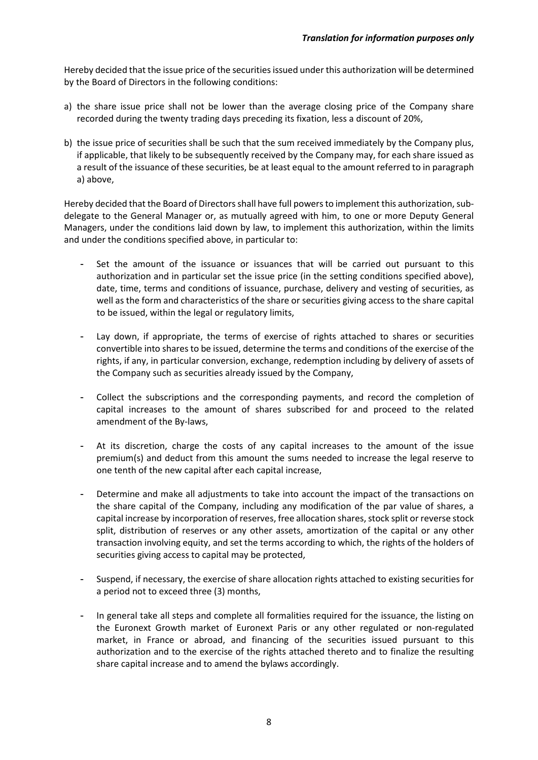*Translation for information purposes only*

Hereby decided that the issue price of the securities issued under this authorization will be determined by the Board of Directors in the following conditions:

a) the share issue price shall not be lower than the average closing price of the Company share recorded during the twenty trading days preceding its fixation, less a discount of 20%,

b) the issue price of securities shall be such that the sum received immediately by the Company plus, if applicable, that likely to be subsequently received by the Company may, for each share issued as a result of the issuance of these securities, be at least equal to the amount referred to in paragraph a) above,

Hereby decided that the Board of Directors shall have full powers to implement this authorization, sub-delegate to the General Manager or, as mutually agreed with him, to one or more Deputy General Managers, under the conditions laid down by law, to implement this authorization, within the limits and under the conditions specified above, in particular to:

- Set the amount of the issuance or issuances that will be carried out pursuant to this authorization and in particular set the issue price (in the setting conditions specified above), date, time, terms and conditions of issuance, purchase, delivery and vesting of securities, as well as the form and characteristics of the share or securities giving access to the share capital to be issued, within the legal or regulatory limits,

- Lay down, if appropriate, the terms of exercise of rights attached to shares or securities convertible into shares to be issued, determine the terms and conditions of the exercise of the rights, if any, in particular conversion, exchange, redemption including by delivery of assets of the Company such as securities already issued by the Company,

- Collect the subscriptions and the corresponding payments, and record the completion of capital increases to the amount of shares subscribed for and proceed to the related amendment of the By-laws,

- At its discretion, charge the costs of any capital increases to the amount of the issue premium(s) and deduct from this amount the sums needed to increase the legal reserve to one tenth of the new capital after each capital increase,

- Determine and make all adjustments to take into account the impact of the transactions on the share capital of the Company, including any modification of the par value of shares, a capital increase by incorporation of reserves, free allocation shares, stock split or reverse stock split, distribution of reserves or any other assets, amortization of the capital or any other transaction involving equity, and set the terms according to which, the rights of the holders of securities giving access to capital may be protected,

- Suspend, if necessary, the exercise of share allocation rights attached to existing securities for a period not to exceed three (3) months,

- In general take all steps and complete all formalities required for the issuance, the listing on the Euronext Growth market of Euronext Paris or any other regulated or non-regulated market, in France or abroad, and financing of the securities issued pursuant to this authorization and to the exercise of the rights attached thereto and to finalize the resulting share capital increase and to amend the bylaws accordingly.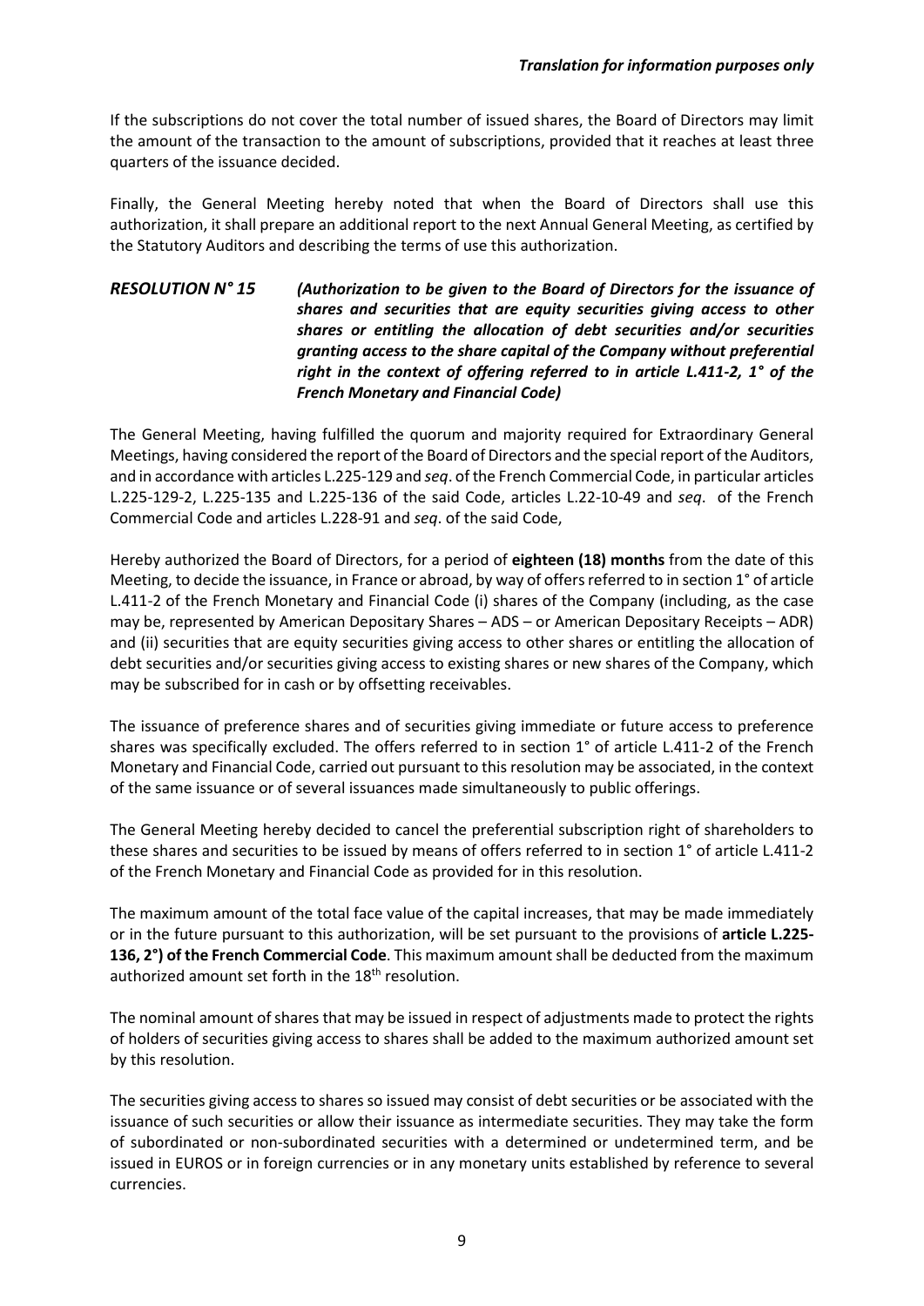If the subscriptions do not cover the total number of issued shares, the Board of Directors may limit the amount of the transaction to the amount of subscriptions, provided that it reaches at least three quarters of the issuance decided.

Finally, the General Meeting hereby noted that when the Board of Directors shall use this authorization, it shall prepare an additional report to the next Annual General Meeting, as certified by the Statutory Auditors and describing the terms of use this authorization.

***RESOLUTION N° 15*** ***(Authorization to be given to the Board of Directors for the issuance of shares and securities that are equity securities giving access to other shares or entitling the allocation of debt securities and/or securities granting access to the share capital of the Company without preferential right in the context of offering referred to in article L.411-2, 1° of the French Monetary and Financial Code)***

The General Meeting, having fulfilled the quorum and majority required for Extraordinary General Meetings, having considered the report of the Board of Directors and the special report of the Auditors, and in accordance with articles L.225-129 and *seq*. of the French Commercial Code, in particular articles L.225-129-2, L.225-135 and L.225-136 of the said Code, articles L.22-10-49 and *seq*. of the French Commercial Code and articles L.228-91 and *seq*. of the said Code,

Hereby authorized the Board of Directors, for a period of **eighteen (18) months** from the date of this Meeting, to decide the issuance, in France or abroad, by way of offers referred to in section 1° of article L.411-2 of the French Monetary and Financial Code (i) shares of the Company (including, as the case may be, represented by American Depositary Shares – ADS – or American Depositary Receipts – ADR) and (ii) securities that are equity securities giving access to other shares or entitling the allocation of debt securities and/or securities giving access to existing shares or new shares of the Company, which may be subscribed for in cash or by offsetting receivables.

The issuance of preference shares and of securities giving immediate or future access to preference shares was specifically excluded. The offers referred to in section 1° of article L.411-2 of the French Monetary and Financial Code, carried out pursuant to this resolution may be associated, in the context of the same issuance or of several issuances made simultaneously to public offerings.

The General Meeting hereby decided to cancel the preferential subscription right of shareholders to these shares and securities to be issued by means of offers referred to in section 1° of article L.411-2 of the French Monetary and Financial Code as provided for in this resolution.

The maximum amount of the total face value of the capital increases, that may be made immediately or in the future pursuant to this authorization, will be set pursuant to the provisions of **article L.225-136, 2°) of the French Commercial Code**. This maximum amount shall be deducted from the maximum authorized amount set forth in the 18th resolution.

The nominal amount of shares that may be issued in respect of adjustments made to protect the rights of holders of securities giving access to shares shall be added to the maximum authorized amount set by this resolution.

The securities giving access to shares so issued may consist of debt securities or be associated with the issuance of such securities or allow their issuance as intermediate securities. They may take the form of subordinated or non-subordinated securities with a determined or undetermined term, and be issued in EUROS or in foreign currencies or in any monetary units established by reference to several currencies.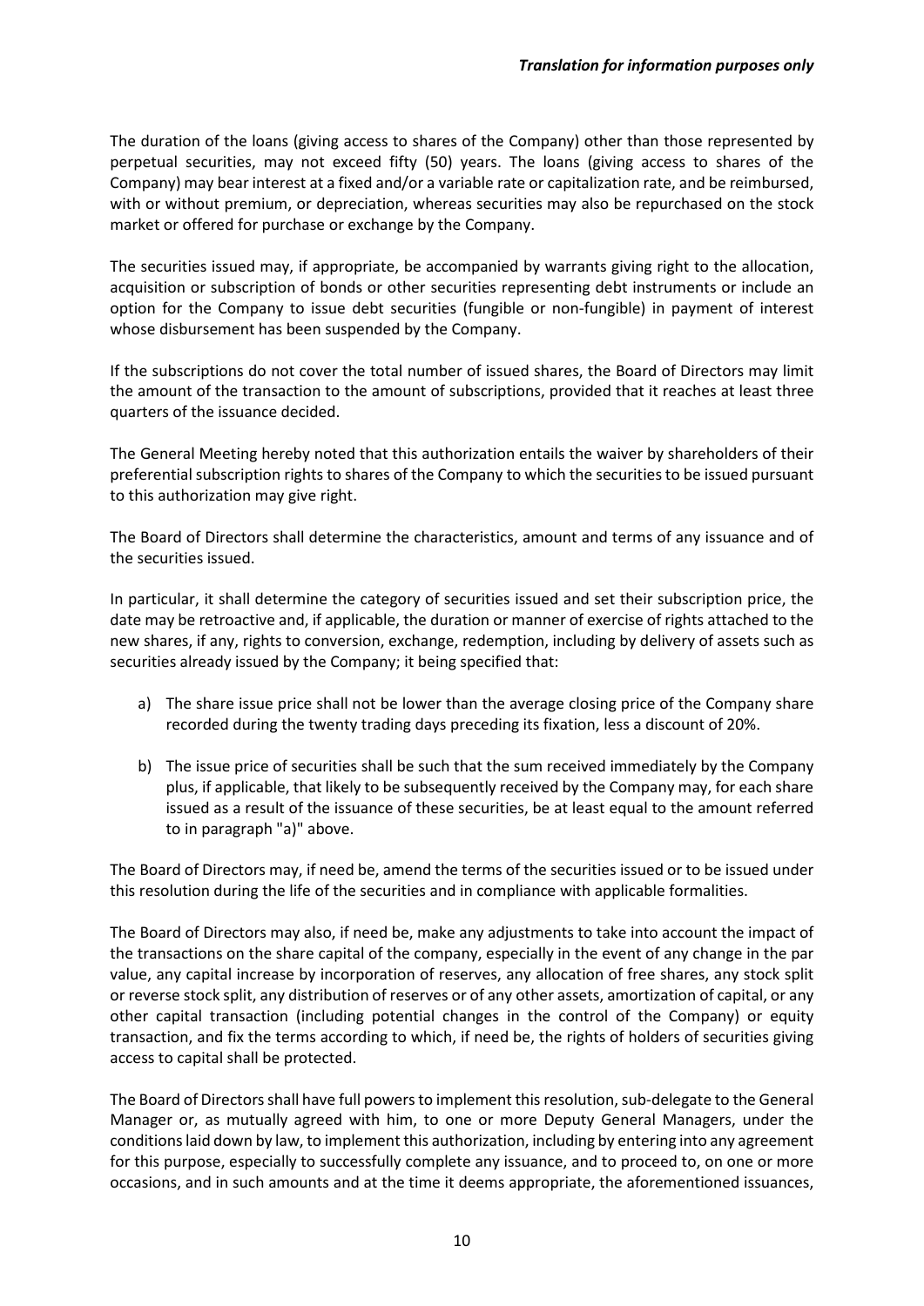The duration of the loans (giving access to shares of the Company) other than those represented by perpetual securities, may not exceed fifty (50) years. The loans (giving access to shares of the Company) may bear interest at a fixed and/or a variable rate or capitalization rate, and be reimbursed, with or without premium, or depreciation, whereas securities may also be repurchased on the stock market or offered for purchase or exchange by the Company.

The securities issued may, if appropriate, be accompanied by warrants giving right to the allocation, acquisition or subscription of bonds or other securities representing debt instruments or include an option for the Company to issue debt securities (fungible or non-fungible) in payment of interest whose disbursement has been suspended by the Company.

If the subscriptions do not cover the total number of issued shares, the Board of Directors may limit the amount of the transaction to the amount of subscriptions, provided that it reaches at least three quarters of the issuance decided.

The General Meeting hereby noted that this authorization entails the waiver by shareholders of their preferential subscription rights to shares of the Company to which the securities to be issued pursuant to this authorization may give right.

The Board of Directors shall determine the characteristics, amount and terms of any issuance and of the securities issued.

In particular, it shall determine the category of securities issued and set their subscription price, the date may be retroactive and, if applicable, the duration or manner of exercise of rights attached to the new shares, if any, rights to conversion, exchange, redemption, including by delivery of assets such as securities already issued by the Company; it being specified that:

a) The share issue price shall not be lower than the average closing price of the Company share recorded during the twenty trading days preceding its fixation, less a discount of 20%.

b) The issue price of securities shall be such that the sum received immediately by the Company plus, if applicable, that likely to be subsequently received by the Company may, for each share issued as a result of the issuance of these securities, be at least equal to the amount referred to in paragraph "a)" above.

The Board of Directors may, if need be, amend the terms of the securities issued or to be issued under this resolution during the life of the securities and in compliance with applicable formalities.

The Board of Directors may also, if need be, make any adjustments to take into account the impact of the transactions on the share capital of the company, especially in the event of any change in the par value, any capital increase by incorporation of reserves, any allocation of free shares, any stock split or reverse stock split, any distribution of reserves or of any other assets, amortization of capital, or any other capital transaction (including potential changes in the control of the Company) or equity transaction, and fix the terms according to which, if need be, the rights of holders of securities giving access to capital shall be protected.

The Board of Directors shall have full powers to implement this resolution, sub-delegate to the General Manager or, as mutually agreed with him, to one or more Deputy General Managers, under the conditions laid down by law, to implement this authorization, including by entering into any agreement for this purpose, especially to successfully complete any issuance, and to proceed to, on one or more occasions, and in such amounts and at the time it deems appropriate, the aforementioned issuances,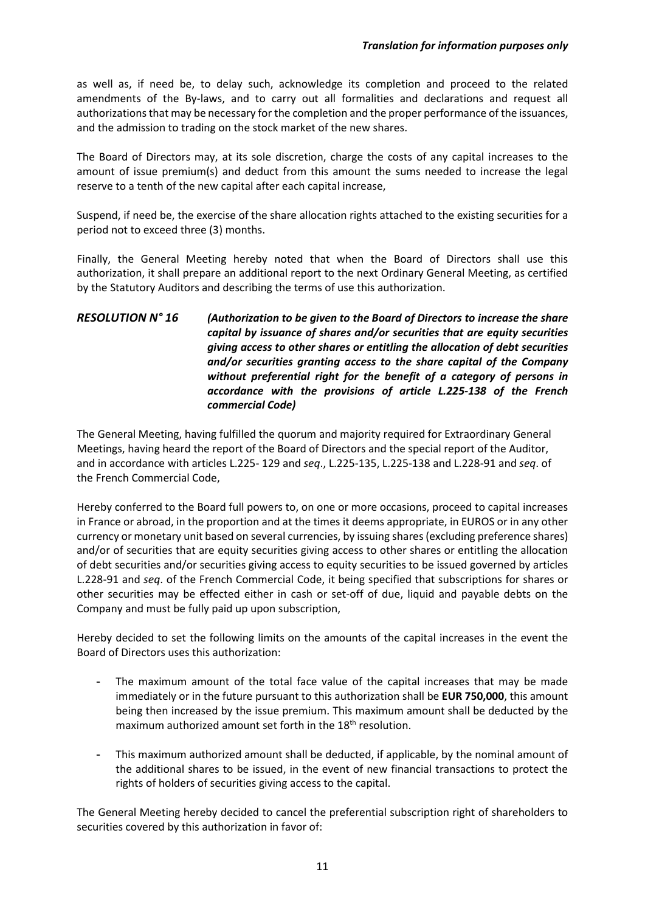as well as, if need be, to delay such, acknowledge its completion and proceed to the related amendments of the By-laws, and to carry out all formalities and declarations and request all authorizations that may be necessary for the completion and the proper performance of the issuances, and the admission to trading on the stock market of the new shares.

The Board of Directors may, at its sole discretion, charge the costs of any capital increases to the amount of issue premium(s) and deduct from this amount the sums needed to increase the legal reserve to a tenth of the new capital after each capital increase,

Suspend, if need be, the exercise of the share allocation rights attached to the existing securities for a period not to exceed three (3) months.

Finally, the General Meeting hereby noted that when the Board of Directors shall use this authorization, it shall prepare an additional report to the next Ordinary General Meeting, as certified by the Statutory Auditors and describing the terms of use this authorization.

***RESOLUTION N° 16*** ***(Authorization to be given to the Board of Directors to increase the share capital by issuance of shares and/or securities that are equity securities giving access to other shares or entitling the allocation of debt securities and/or securities granting access to the share capital of the Company without preferential right for the benefit of a category of persons in accordance with the provisions of article L.225-138 of the French commercial Code)***

The General Meeting, having fulfilled the quorum and majority required for Extraordinary General Meetings, having heard the report of the Board of Directors and the special report of the Auditor, and in accordance with articles L.225- 129 and *seq*., L.225-135, L.225-138 and L.228-91 and *seq*. of the French Commercial Code,

Hereby conferred to the Board full powers to, on one or more occasions, proceed to capital increases in France or abroad, in the proportion and at the times it deems appropriate, in EUROS or in any other currency or monetary unit based on several currencies, by issuing shares (excluding preference shares) and/or of securities that are equity securities giving access to other shares or entitling the allocation of debt securities and/or securities giving access to equity securities to be issued governed by articles L.228-91 and *seq*. of the French Commercial Code, it being specified that subscriptions for shares or other securities may be effected either in cash or set-off of due, liquid and payable debts on the Company and must be fully paid up upon subscription,

Hereby decided to set the following limits on the amounts of the capital increases in the event the Board of Directors uses this authorization:

- The maximum amount of the total face value of the capital increases that may be made immediately or in the future pursuant to this authorization shall be **EUR 750,000**, this amount being then increased by the issue premium. This maximum amount shall be deducted by the maximum authorized amount set forth in the 18th resolution.
- This maximum authorized amount shall be deducted, if applicable, by the nominal amount of the additional shares to be issued, in the event of new financial transactions to protect the rights of holders of securities giving access to the capital.

The General Meeting hereby decided to cancel the preferential subscription right of shareholders to securities covered by this authorization in favor of: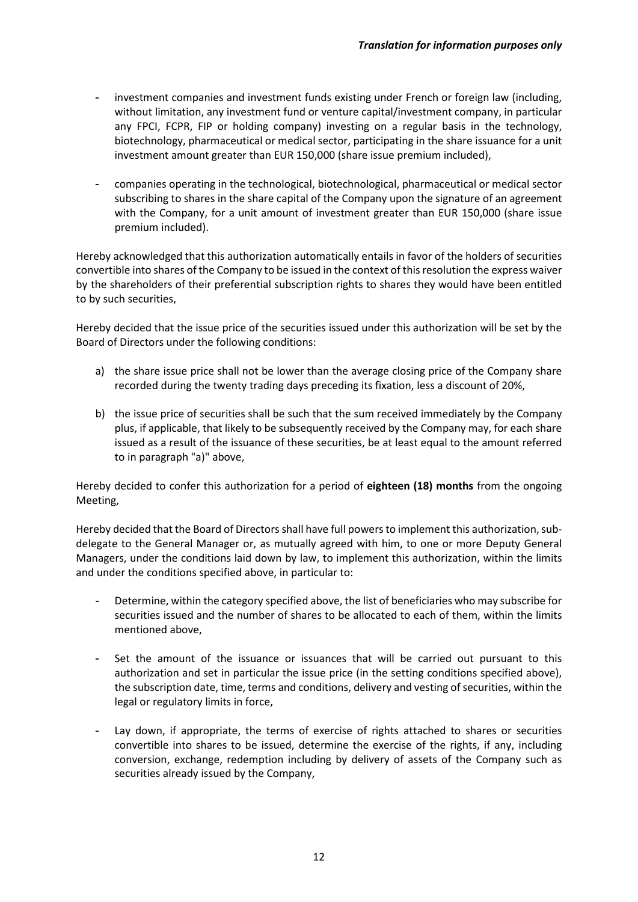- investment companies and investment funds existing under French or foreign law (including, without limitation, any investment fund or venture capital/investment company, in particular any FPCI, FCPR, FIP or holding company) investing on a regular basis in the technology, biotechnology, pharmaceutical or medical sector, participating in the share issuance for a unit investment amount greater than EUR 150,000 (share issue premium included),

- companies operating in the technological, biotechnological, pharmaceutical or medical sector subscribing to shares in the share capital of the Company upon the signature of an agreement with the Company, for a unit amount of investment greater than EUR 150,000 (share issue premium included).

Hereby acknowledged that this authorization automatically entails in favor of the holders of securities convertible into shares of the Company to be issued in the context of this resolution the express waiver by the shareholders of their preferential subscription rights to shares they would have been entitled to by such securities,

Hereby decided that the issue price of the securities issued under this authorization will be set by the Board of Directors under the following conditions:

a) the share issue price shall not be lower than the average closing price of the Company share recorded during the twenty trading days preceding its fixation, less a discount of 20%,

b) the issue price of securities shall be such that the sum received immediately by the Company plus, if applicable, that likely to be subsequently received by the Company may, for each share issued as a result of the issuance of these securities, be at least equal to the amount referred to in paragraph "a)" above,

Hereby decided to confer this authorization for a period of **eighteen (18) months** from the ongoing Meeting,

Hereby decided that the Board of Directors shall have full powers to implement this authorization, sub-delegate to the General Manager or, as mutually agreed with him, to one or more Deputy General Managers, under the conditions laid down by law, to implement this authorization, within the limits and under the conditions specified above, in particular to:

- Determine, within the category specified above, the list of beneficiaries who may subscribe for securities issued and the number of shares to be allocated to each of them, within the limits mentioned above,

- Set the amount of the issuance or issuances that will be carried out pursuant to this authorization and set in particular the issue price (in the setting conditions specified above), the subscription date, time, terms and conditions, delivery and vesting of securities, within the legal or regulatory limits in force,

- Lay down, if appropriate, the terms of exercise of rights attached to shares or securities convertible into shares to be issued, determine the exercise of the rights, if any, including conversion, exchange, redemption including by delivery of assets of the Company such as securities already issued by the Company,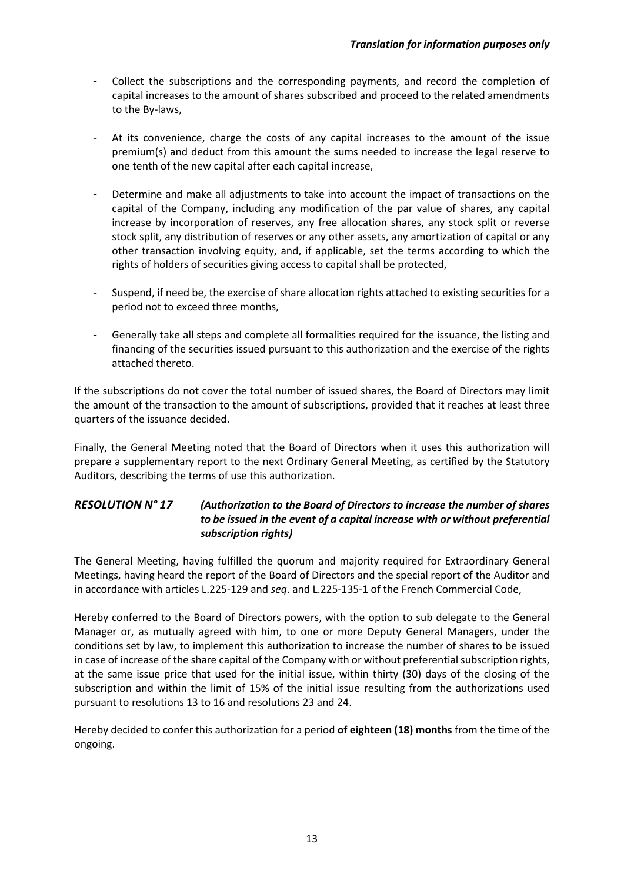- Collect the subscriptions and the corresponding payments, and record the completion of capital increases to the amount of shares subscribed and proceed to the related amendments to the By-laws,

- At its convenience, charge the costs of any capital increases to the amount of the issue premium(s) and deduct from this amount the sums needed to increase the legal reserve to one tenth of the new capital after each capital increase,

- Determine and make all adjustments to take into account the impact of transactions on the capital of the Company, including any modification of the par value of shares, any capital increase by incorporation of reserves, any free allocation shares, any stock split or reverse stock split, any distribution of reserves or any other assets, any amortization of capital or any other transaction involving equity, and, if applicable, set the terms according to which the rights of holders of securities giving access to capital shall be protected,

- Suspend, if need be, the exercise of share allocation rights attached to existing securities for a period not to exceed three months,

- Generally take all steps and complete all formalities required for the issuance, the listing and financing of the securities issued pursuant to this authorization and the exercise of the rights attached thereto.

If the subscriptions do not cover the total number of issued shares, the Board of Directors may limit the amount of the transaction to the amount of subscriptions, provided that it reaches at least three quarters of the issuance decided.

Finally, the General Meeting noted that the Board of Directors when it uses this authorization will prepare a supplementary report to the next Ordinary General Meeting, as certified by the Statutory Auditors, describing the terms of use this authorization.

### *RESOLUTION N° 17 (Authorization to the Board of Directors to increase the number of shares to be issued in the event of a capital increase with or without preferential subscription rights)*

The General Meeting, having fulfilled the quorum and majority required for Extraordinary General Meetings, having heard the report of the Board of Directors and the special report of the Auditor and in accordance with articles L.225-129 and *seq*. and L.225-135-1 of the French Commercial Code,

Hereby conferred to the Board of Directors powers, with the option to sub delegate to the General Manager or, as mutually agreed with him, to one or more Deputy General Managers, under the conditions set by law, to implement this authorization to increase the number of shares to be issued in case of increase of the share capital of the Company with or without preferential subscription rights, at the same issue price that used for the initial issue, within thirty (30) days of the closing of the subscription and within the limit of 15% of the initial issue resulting from the authorizations used pursuant to resolutions 13 to 16 and resolutions 23 and 24.

Hereby decided to confer this authorization for a period **of eighteen (18) months** from the time of the ongoing.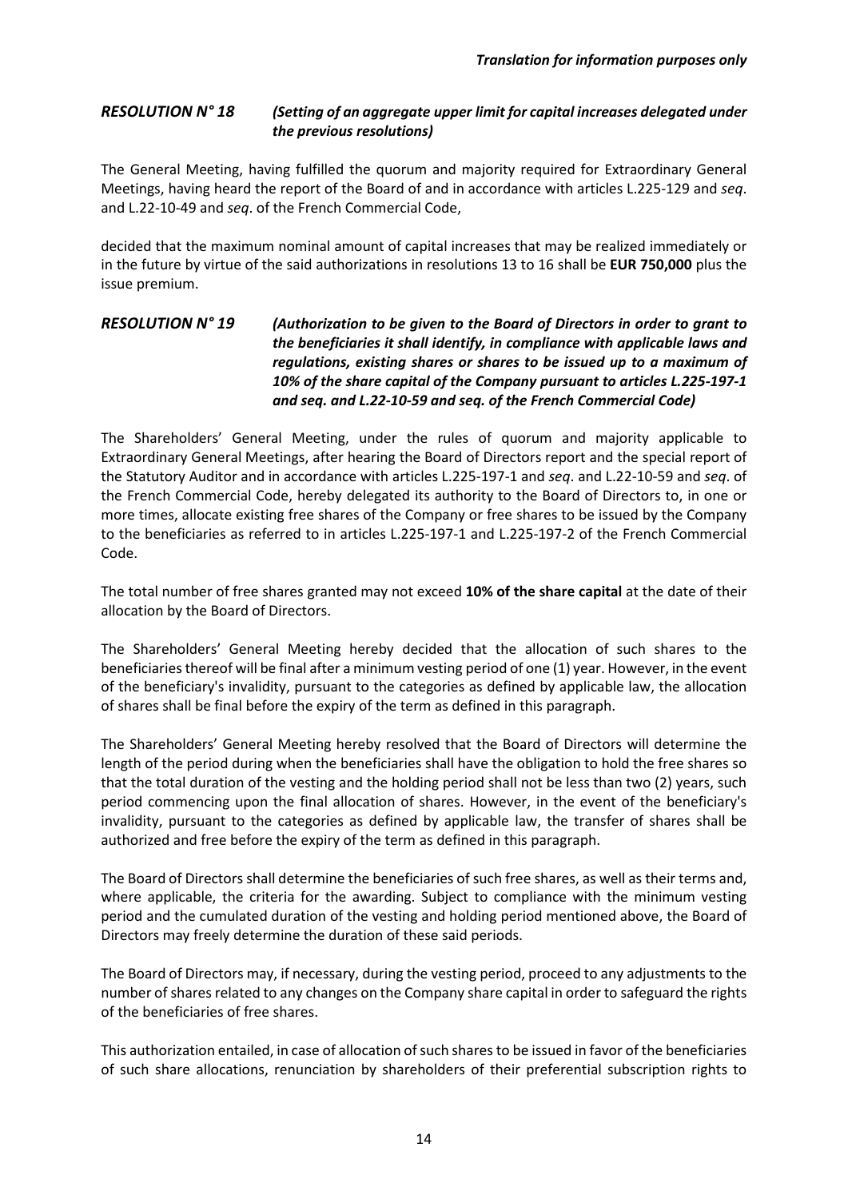*Translation for information purposes only*

### *RESOLUTION N° 18* *(Setting of an aggregate upper limit for capital increases delegated under the previous resolutions)*

The General Meeting, having fulfilled the quorum and majority required for Extraordinary General Meetings, having heard the report of the Board of and in accordance with articles L.225-129 and *seq*. and L.22-10-49 and *seq*. of the French Commercial Code,

decided that the maximum nominal amount of capital increases that may be realized immediately or in the future by virtue of the said authorizations in resolutions 13 to 16 shall be **EUR 750,000** plus the issue premium.

### *RESOLUTION N° 19* *(Authorization to be given to the Board of Directors in order to grant to the beneficiaries it shall identify, in compliance with applicable laws and regulations, existing shares or shares to be issued up to a maximum of 10% of the share capital of the Company pursuant to articles L.225-197-1 and seq. and L.22-10-59 and seq. of the French Commercial Code)*

The Shareholders' General Meeting, under the rules of quorum and majority applicable to Extraordinary General Meetings, after hearing the Board of Directors report and the special report of the Statutory Auditor and in accordance with articles L.225-197-1 and *seq*. and L.22-10-59 and *seq*. of the French Commercial Code, hereby delegated its authority to the Board of Directors to, in one or more times, allocate existing free shares of the Company or free shares to be issued by the Company to the beneficiaries as referred to in articles L.225-197-1 and L.225-197-2 of the French Commercial Code.

The total number of free shares granted may not exceed **10% of the share capital** at the date of their allocation by the Board of Directors.

The Shareholders' General Meeting hereby decided that the allocation of such shares to the beneficiaries thereof will be final after a minimum vesting period of one (1) year. However, in the event of the beneficiary's invalidity, pursuant to the categories as defined by applicable law, the allocation of shares shall be final before the expiry of the term as defined in this paragraph.

The Shareholders' General Meeting hereby resolved that the Board of Directors will determine the length of the period during when the beneficiaries shall have the obligation to hold the free shares so that the total duration of the vesting and the holding period shall not be less than two (2) years, such period commencing upon the final allocation of shares. However, in the event of the beneficiary's invalidity, pursuant to the categories as defined by applicable law, the transfer of shares shall be authorized and free before the expiry of the term as defined in this paragraph.

The Board of Directors shall determine the beneficiaries of such free shares, as well as their terms and, where applicable, the criteria for the awarding. Subject to compliance with the minimum vesting period and the cumulated duration of the vesting and holding period mentioned above, the Board of Directors may freely determine the duration of these said periods.

The Board of Directors may, if necessary, during the vesting period, proceed to any adjustments to the number of shares related to any changes on the Company share capital in order to safeguard the rights of the beneficiaries of free shares.

This authorization entailed, in case of allocation of such shares to be issued in favor of the beneficiaries of such share allocations, renunciation by shareholders of their preferential subscription rights to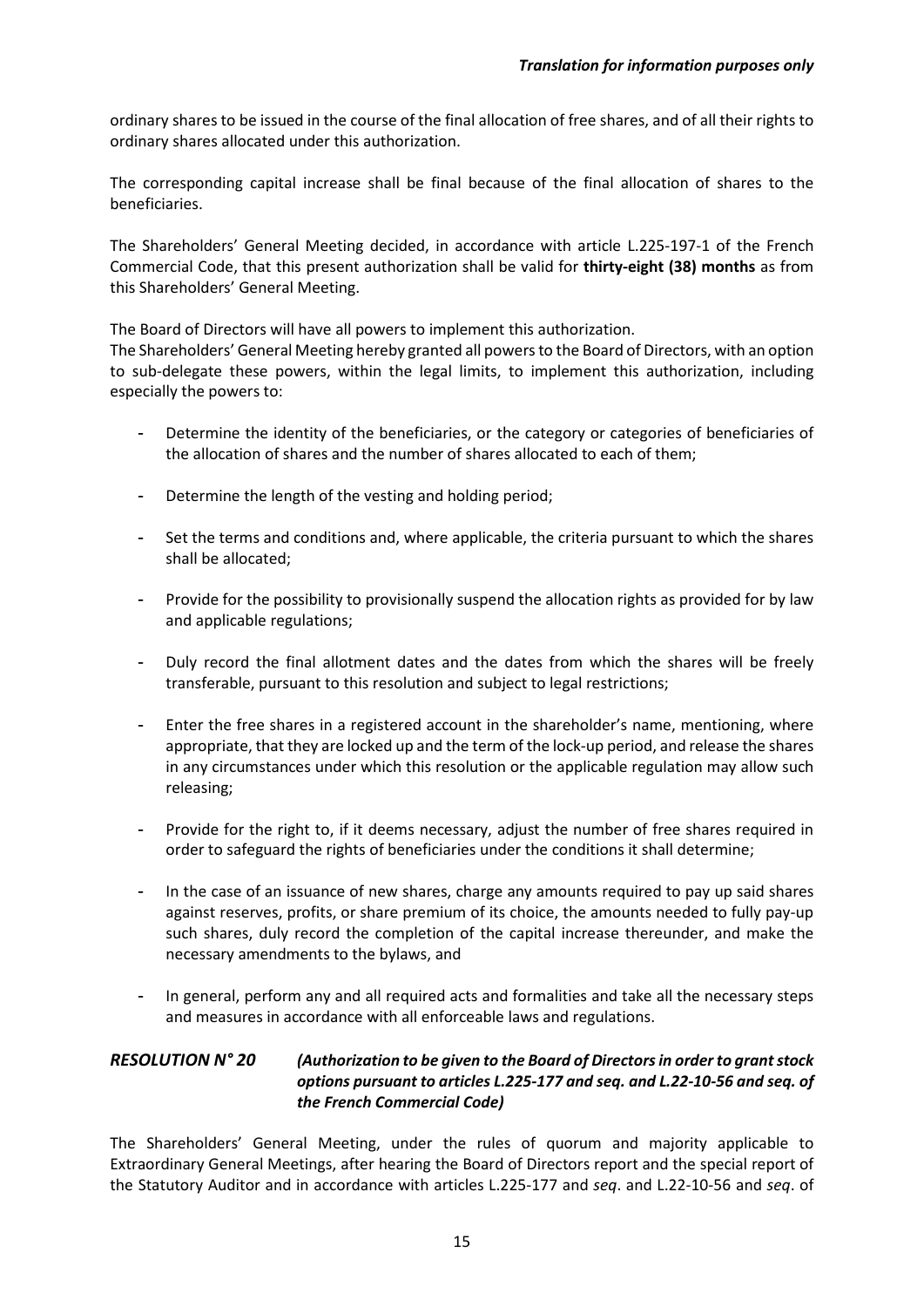ordinary shares to be issued in the course of the final allocation of free shares, and of all their rights to ordinary shares allocated under this authorization.

The corresponding capital increase shall be final because of the final allocation of shares to the beneficiaries.

The Shareholders' General Meeting decided, in accordance with article L.225-197-1 of the French Commercial Code, that this present authorization shall be valid for **thirty-eight (38) months** as from this Shareholders' General Meeting.

The Board of Directors will have all powers to implement this authorization.
The Shareholders' General Meeting hereby granted all powers to the Board of Directors, with an option to sub-delegate these powers, within the legal limits, to implement this authorization, including especially the powers to:

- Determine the identity of the beneficiaries, or the category or categories of beneficiaries of the allocation of shares and the number of shares allocated to each of them;
- Determine the length of the vesting and holding period;
- Set the terms and conditions and, where applicable, the criteria pursuant to which the shares shall be allocated;
- Provide for the possibility to provisionally suspend the allocation rights as provided for by law and applicable regulations;
- Duly record the final allotment dates and the dates from which the shares will be freely transferable, pursuant to this resolution and subject to legal restrictions;
- Enter the free shares in a registered account in the shareholder's name, mentioning, where appropriate, that they are locked up and the term of the lock-up period, and release the shares in any circumstances under which this resolution or the applicable regulation may allow such releasing;
- Provide for the right to, if it deems necessary, adjust the number of free shares required in order to safeguard the rights of beneficiaries under the conditions it shall determine;
- In the case of an issuance of new shares, charge any amounts required to pay up said shares against reserves, profits, or share premium of its choice, the amounts needed to fully pay-up such shares, duly record the completion of the capital increase thereunder, and make the necessary amendments to the bylaws, and
- In general, perform any and all required acts and formalities and take all the necessary steps and measures in accordance with all enforceable laws and regulations.

### *RESOLUTION N° 20 (Authorization to be given to the Board of Directors in order to grant stock options pursuant to articles L.225-177 and seq. and L.22-10-56 and seq. of the French Commercial Code)*

The Shareholders' General Meeting, under the rules of quorum and majority applicable to Extraordinary General Meetings, after hearing the Board of Directors report and the special report of the Statutory Auditor and in accordance with articles L.225-177 and *seq*. and L.22-10-56 and *seq*. of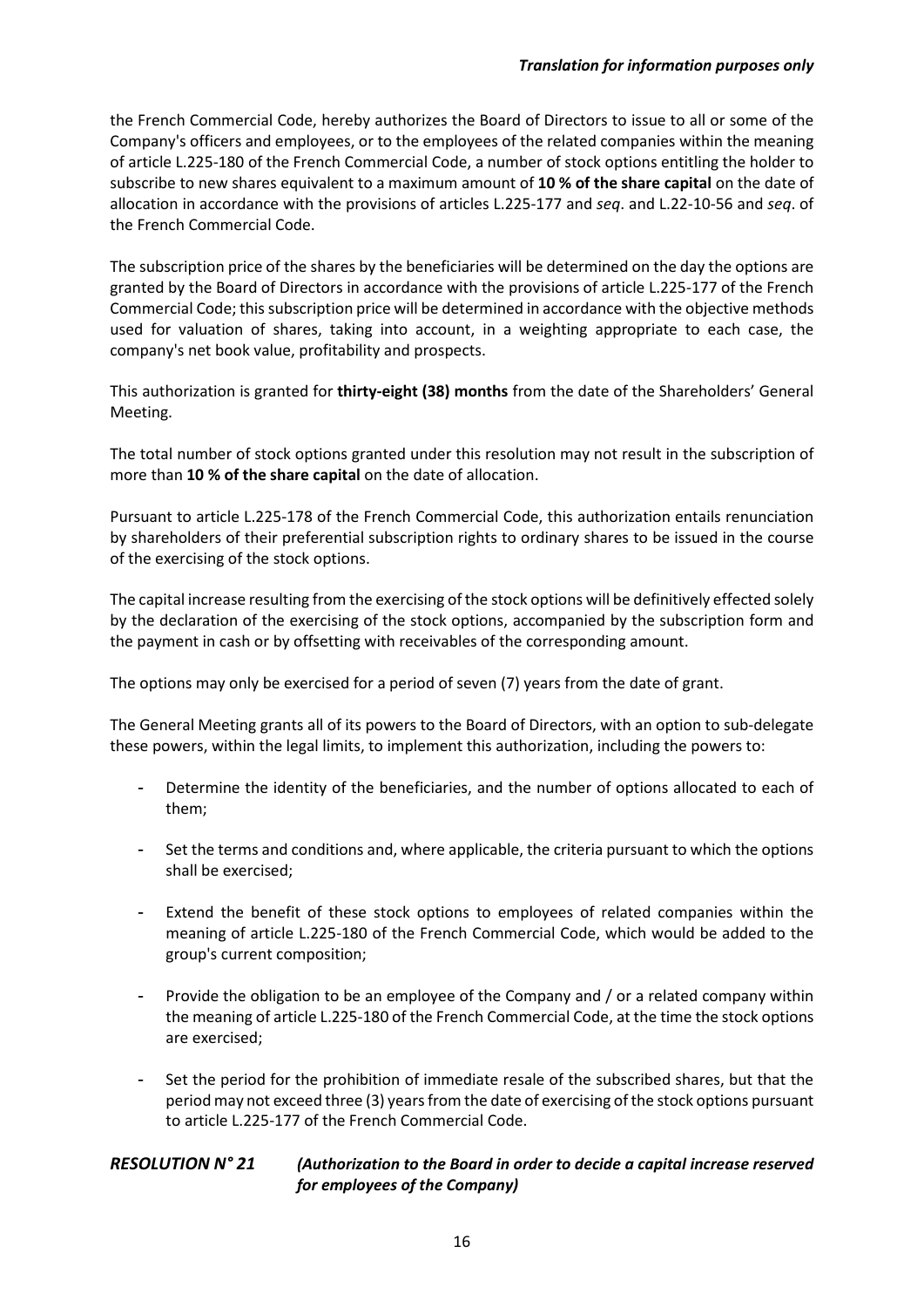the French Commercial Code, hereby authorizes the Board of Directors to issue to all or some of the Company's officers and employees, or to the employees of the related companies within the meaning of article L.225-180 of the French Commercial Code, a number of stock options entitling the holder to subscribe to new shares equivalent to a maximum amount of **10 % of the share capital** on the date of allocation in accordance with the provisions of articles L.225-177 and *seq*. and L.22-10-56 and *seq*. of the French Commercial Code.

The subscription price of the shares by the beneficiaries will be determined on the day the options are granted by the Board of Directors in accordance with the provisions of article L.225-177 of the French Commercial Code; this subscription price will be determined in accordance with the objective methods used for valuation of shares, taking into account, in a weighting appropriate to each case, the company's net book value, profitability and prospects.

This authorization is granted for **thirty-eight (38) months** from the date of the Shareholders' General Meeting.

The total number of stock options granted under this resolution may not result in the subscription of more than **10 % of the share capital** on the date of allocation.

Pursuant to article L.225-178 of the French Commercial Code, this authorization entails renunciation by shareholders of their preferential subscription rights to ordinary shares to be issued in the course of the exercising of the stock options.

The capital increase resulting from the exercising of the stock options will be definitively effected solely by the declaration of the exercising of the stock options, accompanied by the subscription form and the payment in cash or by offsetting with receivables of the corresponding amount.

The options may only be exercised for a period of seven (7) years from the date of grant.

The General Meeting grants all of its powers to the Board of Directors, with an option to sub-delegate these powers, within the legal limits, to implement this authorization, including the powers to:

- Determine the identity of the beneficiaries, and the number of options allocated to each of them;
- Set the terms and conditions and, where applicable, the criteria pursuant to which the options shall be exercised;
- Extend the benefit of these stock options to employees of related companies within the meaning of article L.225-180 of the French Commercial Code, which would be added to the group's current composition;
- Provide the obligation to be an employee of the Company and / or a related company within the meaning of article L.225-180 of the French Commercial Code, at the time the stock options are exercised;
- Set the period for the prohibition of immediate resale of the subscribed shares, but that the period may not exceed three (3) years from the date of exercising of the stock options pursuant to article L.225-177 of the French Commercial Code.

### *RESOLUTION N° 21 (Authorization to the Board in order to decide a capital increase reserved for employees of the Company)*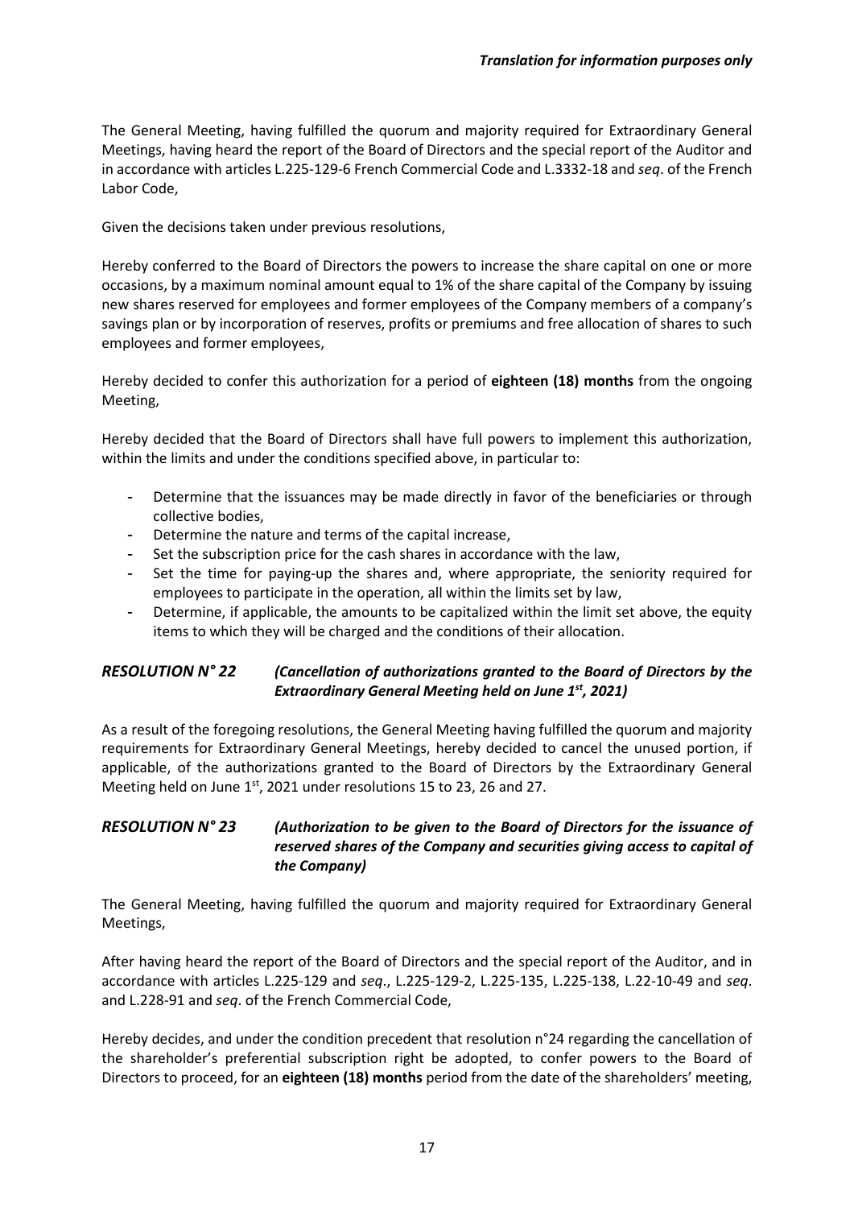The General Meeting, having fulfilled the quorum and majority required for Extraordinary General Meetings, having heard the report of the Board of Directors and the special report of the Auditor and in accordance with articles L.225-129-6 French Commercial Code and L.3332-18 and *seq*. of the French Labor Code,

Given the decisions taken under previous resolutions,

Hereby conferred to the Board of Directors the powers to increase the share capital on one or more occasions, by a maximum nominal amount equal to 1% of the share capital of the Company by issuing new shares reserved for employees and former employees of the Company members of a company's savings plan or by incorporation of reserves, profits or premiums and free allocation of shares to such employees and former employees,

Hereby decided to confer this authorization for a period of **eighteen (18) months** from the ongoing Meeting,

Hereby decided that the Board of Directors shall have full powers to implement this authorization, within the limits and under the conditions specified above, in particular to:

- Determine that the issuances may be made directly in favor of the beneficiaries or through collective bodies,
- Determine the nature and terms of the capital increase,
- Set the subscription price for the cash shares in accordance with the law,
- Set the time for paying-up the shares and, where appropriate, the seniority required for employees to participate in the operation, all within the limits set by law,
- Determine, if applicable, the amounts to be capitalized within the limit set above, the equity items to which they will be charged and the conditions of their allocation.

### *RESOLUTION N° 22 (Cancellation of authorizations granted to the Board of Directors by the Extraordinary General Meeting held on June 1st, 2021)*

As a result of the foregoing resolutions, the General Meeting having fulfilled the quorum and majority requirements for Extraordinary General Meetings, hereby decided to cancel the unused portion, if applicable, of the authorizations granted to the Board of Directors by the Extraordinary General Meeting held on June 1st, 2021 under resolutions 15 to 23, 26 and 27.

### *RESOLUTION N° 23 (Authorization to be given to the Board of Directors for the issuance of reserved shares of the Company and securities giving access to capital of the Company)*

The General Meeting, having fulfilled the quorum and majority required for Extraordinary General Meetings,

After having heard the report of the Board of Directors and the special report of the Auditor, and in accordance with articles L.225-129 and *seq*., L.225-129-2, L.225-135, L.225-138, L.22-10-49 and *seq*. and L.228-91 and *seq*. of the French Commercial Code,

Hereby decides, and under the condition precedent that resolution n°24 regarding the cancellation of the shareholder's preferential subscription right be adopted, to confer powers to the Board of Directors to proceed, for an **eighteen (18) months** period from the date of the shareholders' meeting,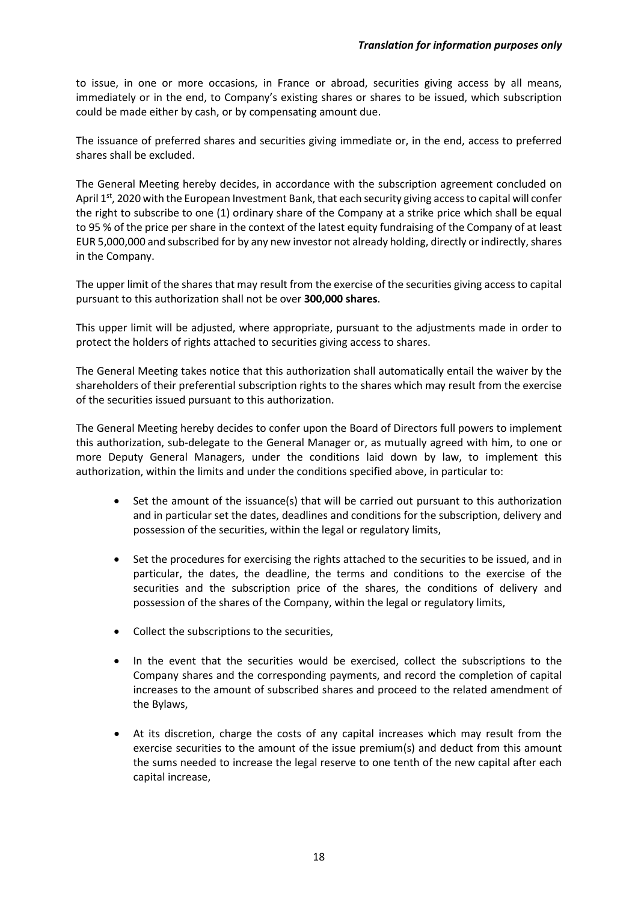to issue, in one or more occasions, in France or abroad, securities giving access by all means, immediately or in the end, to Company's existing shares or shares to be issued, which subscription could be made either by cash, or by compensating amount due.

The issuance of preferred shares and securities giving immediate or, in the end, access to preferred shares shall be excluded.

The General Meeting hereby decides, in accordance with the subscription agreement concluded on April 1st, 2020 with the European Investment Bank, that each security giving access to capital will confer the right to subscribe to one (1) ordinary share of the Company at a strike price which shall be equal to 95 % of the price per share in the context of the latest equity fundraising of the Company of at least EUR 5,000,000 and subscribed for by any new investor not already holding, directly or indirectly, shares in the Company.

The upper limit of the shares that may result from the exercise of the securities giving access to capital pursuant to this authorization shall not be over **300,000 shares**.

This upper limit will be adjusted, where appropriate, pursuant to the adjustments made in order to protect the holders of rights attached to securities giving access to shares.

The General Meeting takes notice that this authorization shall automatically entail the waiver by the shareholders of their preferential subscription rights to the shares which may result from the exercise of the securities issued pursuant to this authorization.

The General Meeting hereby decides to confer upon the Board of Directors full powers to implement this authorization, sub-delegate to the General Manager or, as mutually agreed with him, to one or more Deputy General Managers, under the conditions laid down by law, to implement this authorization, within the limits and under the conditions specified above, in particular to:

- Set the amount of the issuance(s) that will be carried out pursuant to this authorization and in particular set the dates, deadlines and conditions for the subscription, delivery and possession of the securities, within the legal or regulatory limits,
- Set the procedures for exercising the rights attached to the securities to be issued, and in particular, the dates, the deadline, the terms and conditions to the exercise of the securities and the subscription price of the shares, the conditions of delivery and possession of the shares of the Company, within the legal or regulatory limits,
- Collect the subscriptions to the securities,
- In the event that the securities would be exercised, collect the subscriptions to the Company shares and the corresponding payments, and record the completion of capital increases to the amount of subscribed shares and proceed to the related amendment of the Bylaws,
- At its discretion, charge the costs of any capital increases which may result from the exercise securities to the amount of the issue premium(s) and deduct from this amount the sums needed to increase the legal reserve to one tenth of the new capital after each capital increase,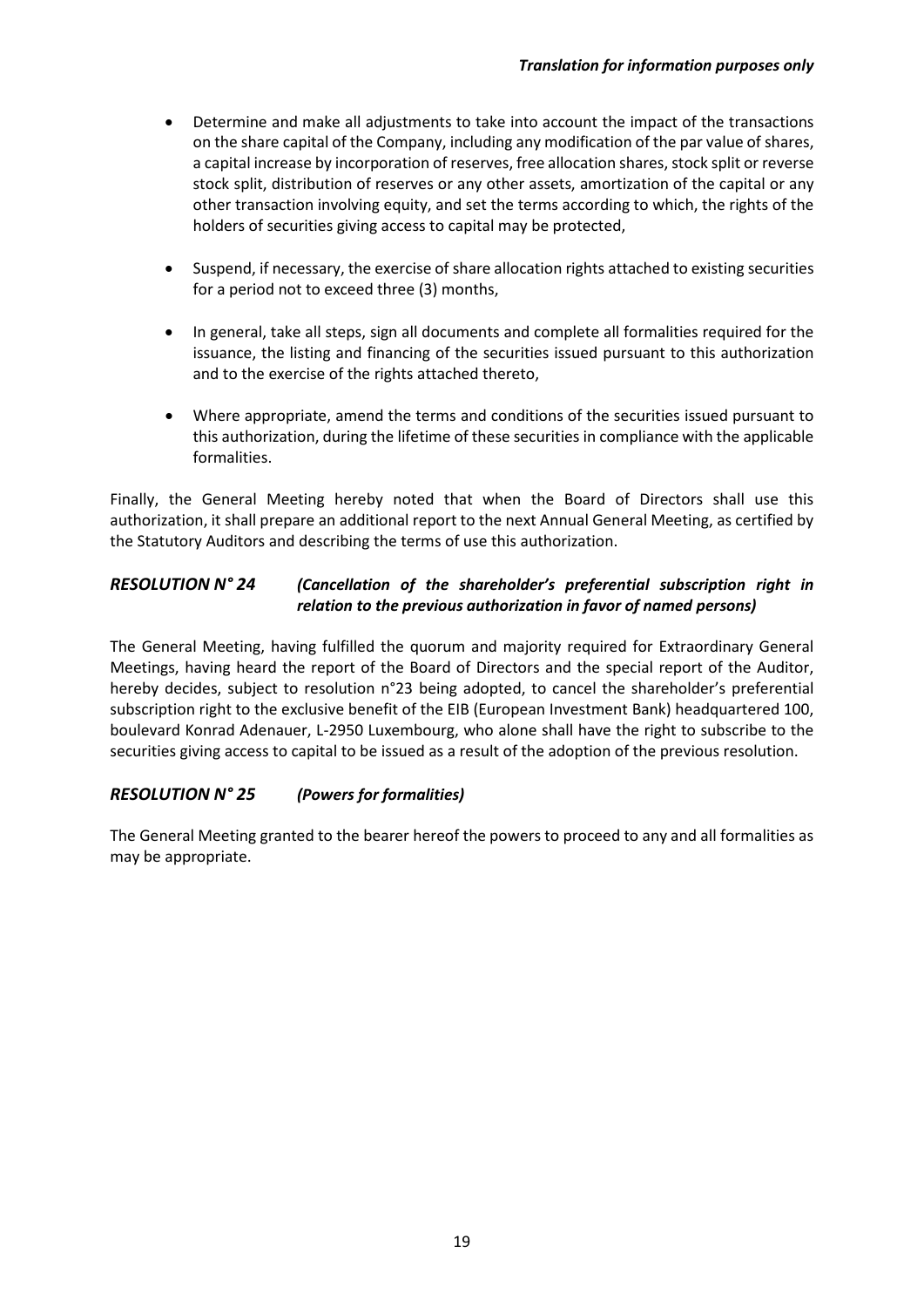- Determine and make all adjustments to take into account the impact of the transactions on the share capital of the Company, including any modification of the par value of shares, a capital increase by incorporation of reserves, free allocation shares, stock split or reverse stock split, distribution of reserves or any other assets, amortization of the capital or any other transaction involving equity, and set the terms according to which, the rights of the holders of securities giving access to capital may be protected,

- Suspend, if necessary, the exercise of share allocation rights attached to existing securities for a period not to exceed three (3) months,

- In general, take all steps, sign all documents and complete all formalities required for the issuance, the listing and financing of the securities issued pursuant to this authorization and to the exercise of the rights attached thereto,

- Where appropriate, amend the terms and conditions of the securities issued pursuant to this authorization, during the lifetime of these securities in compliance with the applicable formalities.

Finally, the General Meeting hereby noted that when the Board of Directors shall use this authorization, it shall prepare an additional report to the next Annual General Meeting, as certified by the Statutory Auditors and describing the terms of use this authorization.

### *RESOLUTION N° 24 (Cancellation of the shareholder's preferential subscription right in relation to the previous authorization in favor of named persons)*

The General Meeting, having fulfilled the quorum and majority required for Extraordinary General Meetings, having heard the report of the Board of Directors and the special report of the Auditor, hereby decides, subject to resolution n°23 being adopted, to cancel the shareholder's preferential subscription right to the exclusive benefit of the EIB (European Investment Bank) headquartered 100, boulevard Konrad Adenauer, L-2950 Luxembourg, who alone shall have the right to subscribe to the securities giving access to capital to be issued as a result of the adoption of the previous resolution.

### *RESOLUTION N° 25 (Powers for formalities)*

The General Meeting granted to the bearer hereof the powers to proceed to any and all formalities as may be appropriate.